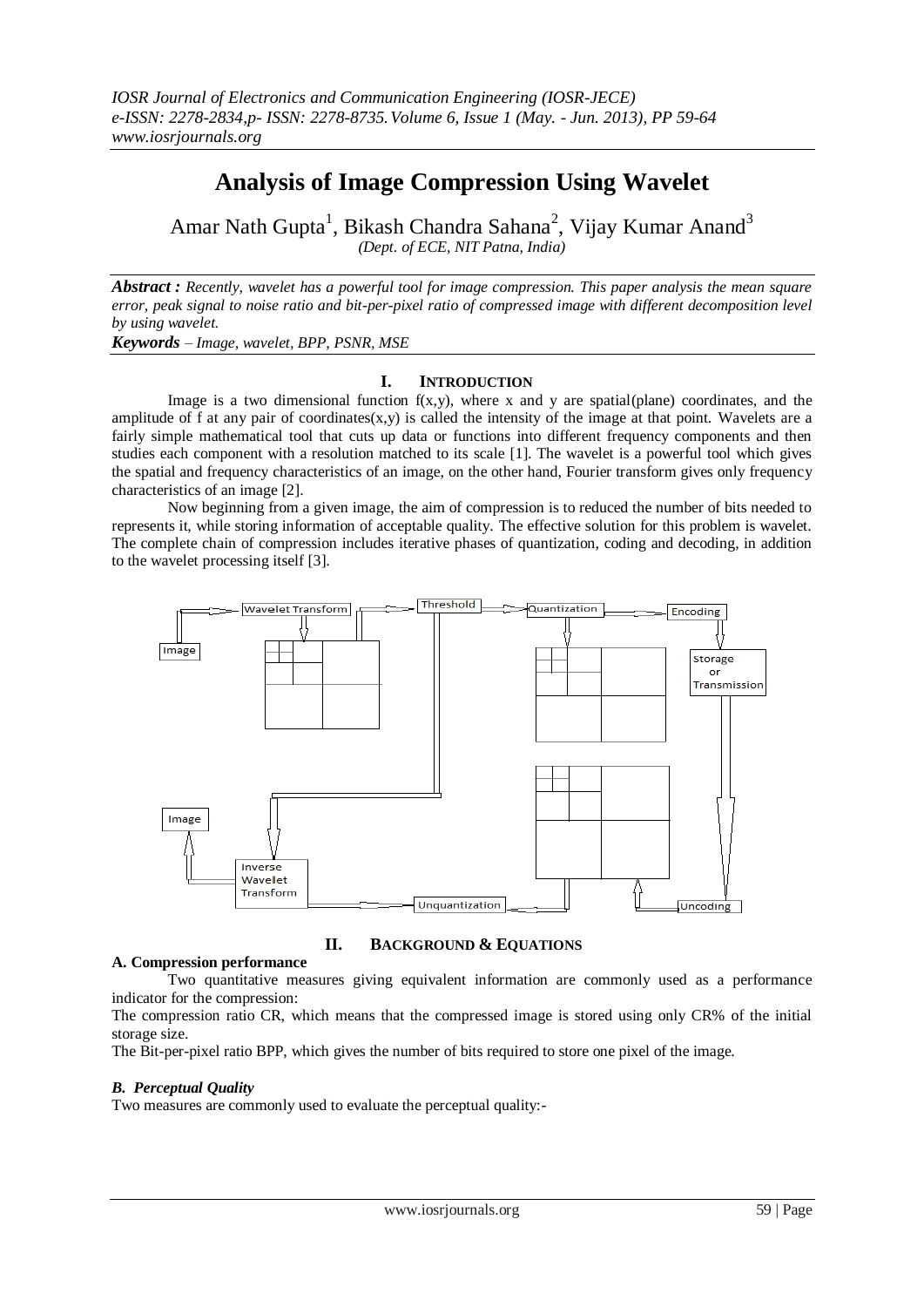# Analysis of Image Compression Using Wavelet

Amar Nath Gupta[1], Bikash Chandra Sahana[2], Vijay Kumar Anand[3]

*(Dept. of ECE, NIT Patna, India)*

***Abstract :*** *Recently, wavelet has a powerful tool for image compression. This paper analysis the mean square error, peak signal to noise ratio and bit-per-pixel ratio of compressed image with different decomposition level by using wavelet.*

***Keywords*** *– Image, wavelet, BPP, PSNR, MSE*

## I. Introduction

Image is a two dimensional function f(x,y), where x and y are spatial(plane) coordinates, and the amplitude of f at any pair of coordinates(x,y) is called the intensity of the image at that point. Wavelets are a fairly simple mathematical tool that cuts up data or functions into different frequency components and then studies each component with a resolution matched to its scale [1]. The wavelet is a powerful tool which gives the spatial and frequency characteristics of an image, on the other hand, Fourier transform gives only frequency characteristics of an image [2].

Now beginning from a given image, the aim of compression is to reduced the number of bits needed to represents it, while storing information of acceptable quality. The effective solution for this problem is wavelet. The complete chain of compression includes iterative phases of quantization, coding and decoding, in addition to the wavelet processing itself [3].

Image → Wavelet Transform → Threshold → Quantization → Encoding → Storage or Transmission → Uncoding → Unquantization → Inverse Wavelet Transform → Image

## II. Background & Equations

### A. Compression performance

Two quantitative measures giving equivalent information are commonly used as a performance indicator for the compression:

The compression ratio CR, which means that the compressed image is stored using only CR% of the initial storage size.

The Bit-per-pixel ratio BPP, which gives the number of bits required to store one pixel of the image.

### *B. Perceptual Quality*

Two measures are commonly used to evaluate the perceptual quality:-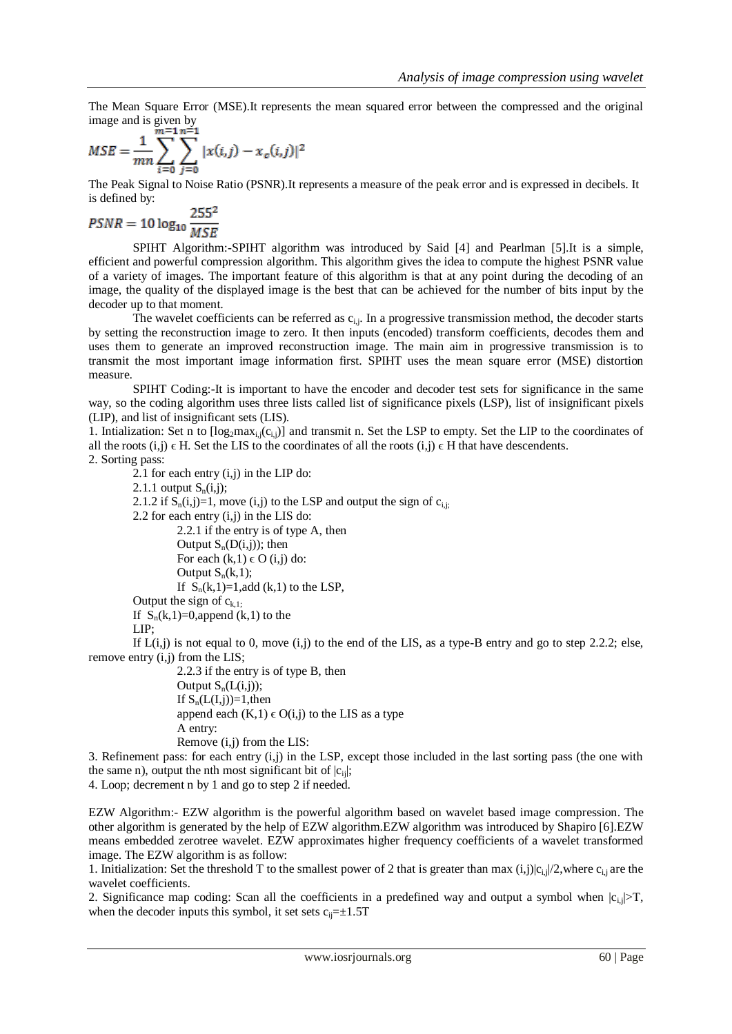The Mean Square Error (MSE).It represents the mean squared error between the compressed and the original image and is given by

$$MSE = \frac{1}{mn}\sum_{i=0}^{m=1}\sum_{j=0}^{n=1}|x(i,j) - x_c(i,j)|^2$$

The Peak Signal to Noise Ratio (PSNR).It represents a measure of the peak error and is expressed in decibels. It is defined by:

$$PSNR = 10\log_{10}\frac{255^2}{MSE}$$

SPIHT Algorithm:-SPIHT algorithm was introduced by Said [4] and Pearlman [5].It is a simple, efficient and powerful compression algorithm. This algorithm gives the idea to compute the highest PSNR value of a variety of images. The important feature of this algorithm is that at any point during the decoding of an image, the quality of the displayed image is the best that can be achieved for the number of bits input by the decoder up to that moment.

The wavelet coefficients can be referred as $c_{i,j}$. In a progressive transmission method, the decoder starts by setting the reconstruction image to zero. It then inputs (encoded) transform coefficients, decodes them and uses them to generate an improved reconstruction image. The main aim in progressive transmission is to transmit the most important image information first. SPIHT uses the mean square error (MSE) distortion measure.

SPIHT Coding:-It is important to have the encoder and decoder test sets for significance in the same way, so the coding algorithm uses three lists called list of significance pixels (LSP), list of insignificant pixels (LIP), and list of insignificant sets (LIS).

1. Intialization: Set n to $[\log_2 \max_{i,j}(c_{i,j})]$ and transmit n. Set the LSP to empty. Set the LIP to the coordinates of all the roots $(i,j) \in H$. Set the LIS to the coordinates of all the roots $(i,j) \in H$ that have descendents.

2. Sorting pass:

2.1 for each entry (i,j) in the LIP do:

2.1.1 output $S_n(i,j)$;

2.1.2 if $S_n(i,j)=1$, move (i,j) to the LSP and output the sign of $c_{i,j;}$

2.2 for each entry (i,j) in the LIS do:

2.2.1 if the entry is of type A, then

Output $S_n(D(i,j))$; then

For each $(k,1) \in O(i,j)$ do:

Output $S_n(k,1)$;

If $S_n(k,1)=1$,add (k,1) to the LSP,

Output the sign of $c_{k,1;}$

If $S_n(k,1)=0$,append (k,1) to the LIP;

If L(i,j) is not equal to 0, move (i,j) to the end of the LIS, as a type-B entry and go to step 2.2.2; else, remove entry (i,j) from the LIS;

2.2.3 if the entry is of type B, then

Output $S_n(L(i,j))$;

If $S_n(L(I,j))=1$,then

append each $(K,1) \in O(i,j)$ to the LIS as a type A entry:

Remove (i,j) from the LIS:

3. Refinement pass: for each entry (i,j) in the LSP, except those included in the last sorting pass (the one with the same n), output the nth most significant bit of $|c_{ij}|$;

4. Loop; decrement n by 1 and go to step 2 if needed.

EZW Algorithm:- EZW algorithm is the powerful algorithm based on wavelet based image compression. The other algorithm is generated by the help of EZW algorithm.EZW algorithm was introduced by Shapiro [6].EZW means embedded zerotree wavelet. EZW approximates higher frequency coefficients of a wavelet transformed image. The EZW algorithm is as follow:

1. Initialization: Set the threshold T to the smallest power of 2 that is greater than max $(i,j)|c_{i,j}|/2$,where $c_{i,j}$ are the wavelet coefficients.

2. Significance map coding: Scan all the coefficients in a predefined way and output a symbol when $|c_{i,j}|>T$, when the decoder inputs this symbol, it set sets $c_{ij}=\pm 1.5T$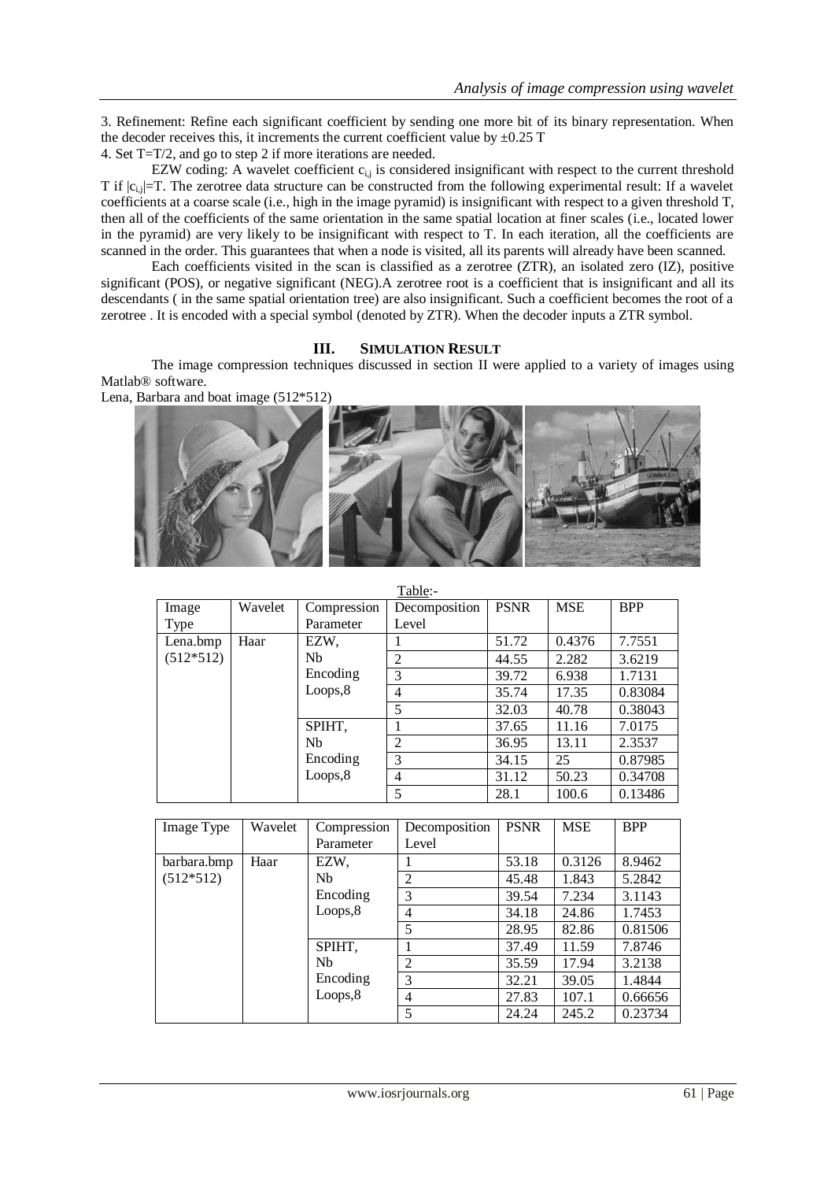3. Refinement: Refine each significant coefficient by sending one more bit of its binary representation. When the decoder receives this, it increments the current coefficient value by $\pm 0.25$ T

4. Set T=T/2, and go to step 2 if more iterations are needed.

EZW coding: A wavelet coefficient $c_{i,j}$ is considered insignificant with respect to the current threshold T if $|c_{i,j}|$=T. The zerotree data structure can be constructed from the following experimental result: If a wavelet coefficients at a coarse scale (i.e., high in the image pyramid) is insignificant with respect to a given threshold T, then all of the coefficients of the same orientation in the same spatial location at finer scales (i.e., located lower in the pyramid) are very likely to be insignificant with respect to T. In each iteration, all the coefficients are scanned in the order. This guarantees that when a node is visited, all its parents will already have been scanned.

Each coefficients visited in the scan is classified as a zerotree (ZTR), an isolated zero (IZ), positive significant (POS), or negative significant (NEG).A zerotree root is a coefficient that is insignificant and all its descendants ( in the same spatial orientation tree) are also insignificant. Such a coefficient becomes the root of a zerotree . It is encoded with a special symbol (denoted by ZTR). When the decoder inputs a ZTR symbol.

## III. SIMULATION RESULT

The image compression techniques discussed in section II were applied to a variety of images using Matlab® software.

Lena, Barbara and boat image (512*512)

Table:-

| Image Type | Wavelet | Compression Parameter | Decomposition Level | PSNR | MSE | BPP |
|---|---|---|---|---|---|---|
| Lena.bmp (512*512) | Haar | EZW, Nb Encoding Loops,8 | 1 | 51.72 | 0.4376 | 7.7551 |
| | | | 2 | 44.55 | 2.282 | 3.6219 |
| | | | 3 | 39.72 | 6.938 | 1.7131 |
| | | | 4 | 35.74 | 17.35 | 0.83084 |
| | | | 5 | 32.03 | 40.78 | 0.38043 |
| | | SPIHT, Nb Encoding Loops,8 | 1 | 37.65 | 11.16 | 7.0175 |
| | | | 2 | 36.95 | 13.11 | 2.3537 |
| | | | 3 | 34.15 | 25 | 0.87985 |
| | | | 4 | 31.12 | 50.23 | 0.34708 |
| | | | 5 | 28.1 | 100.6 | 0.13486 |

| Image Type | Wavelet | Compression Parameter | Decomposition Level | PSNR | MSE | BPP |
|---|---|---|---|---|---|---|
| barbara.bmp (512*512) | Haar | EZW, Nb Encoding Loops,8 | 1 | 53.18 | 0.3126 | 8.9462 |
| | | | 2 | 45.48 | 1.843 | 5.2842 |
| | | | 3 | 39.54 | 7.234 | 3.1143 |
| | | | 4 | 34.18 | 24.86 | 1.7453 |
| | | | 5 | 28.95 | 82.86 | 0.81506 |
| | | SPIHT, Nb Encoding Loops,8 | 1 | 37.49 | 11.59 | 7.8746 |
| | | | 2 | 35.59 | 17.94 | 3.2138 |
| | | | 3 | 32.21 | 39.05 | 1.4844 |
| | | | 4 | 27.83 | 107.1 | 0.66656 |
| | | | 5 | 24.24 | 245.2 | 0.23734 |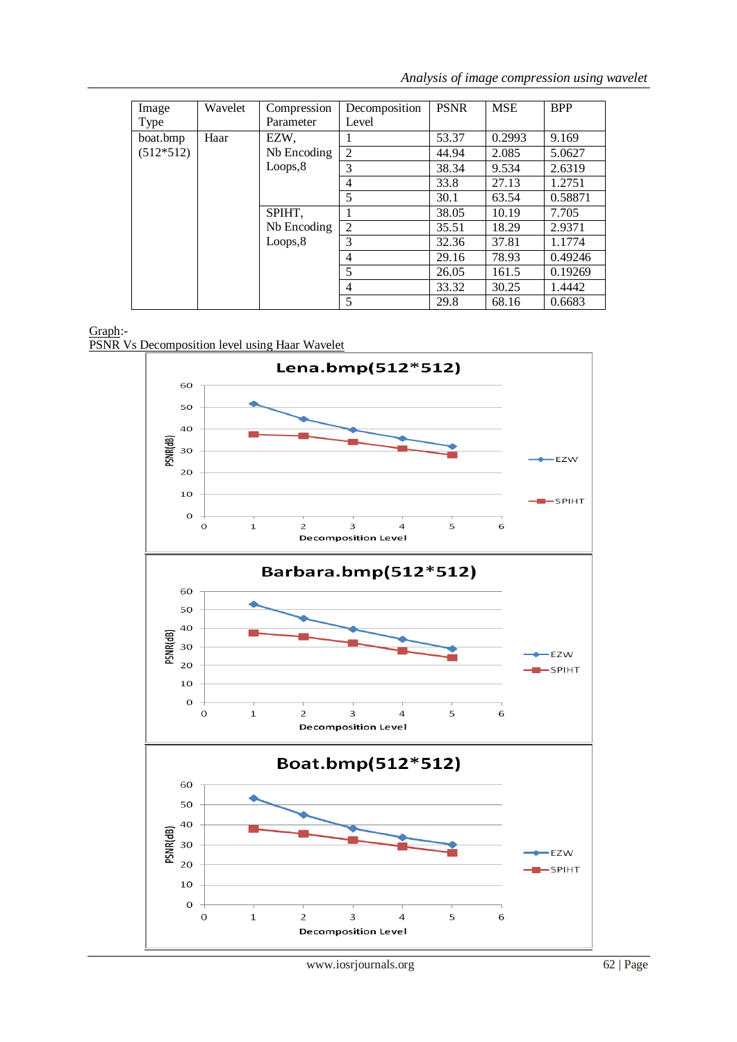| Image Type | Wavelet | Compression Parameter | Decomposition Level | PSNR | MSE | BPP |
|---|---|---|---|---|---|---|
| boat.bmp (512*512) | Haar | EZW, Nb Encoding Loops,8 | 1 | 53.37 | 0.2993 | 9.169 |
| | | | 2 | 44.94 | 2.085 | 5.0627 |
| | | | 3 | 38.34 | 9.534 | 2.6319 |
| | | | 4 | 33.8 | 27.13 | 1.2751 |
| | | | 5 | 30.1 | 63.54 | 0.58871 |
| | | SPIHT, Nb Encoding Loops,8 | 1 | 38.05 | 10.19 | 7.705 |
| | | | 2 | 35.51 | 18.29 | 2.9371 |
| | | | 3 | 32.36 | 37.81 | 1.1774 |
| | | | 4 | 29.16 | 78.93 | 0.49246 |
| | | | 5 | 26.05 | 161.5 | 0.19269 |
| | | | 4 | 33.32 | 30.25 | 1.4442 |
| | | | 5 | 29.8 | 68.16 | 0.6683 |

Graph:-

PSNR Vs Decomposition level using Haar Wavelet

**Lena.bmp(512*512)**

**Barbara.bmp(512*512)**

**Boat.bmp(512*512)**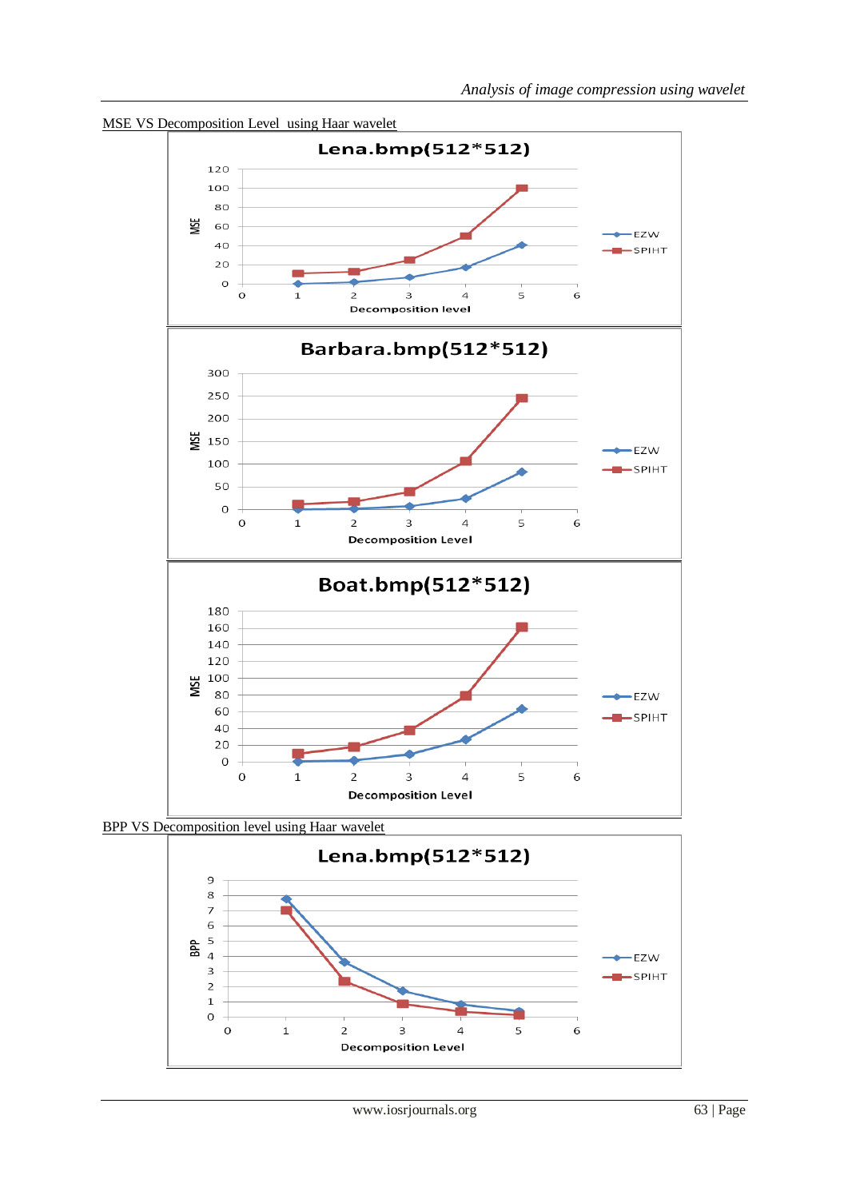MSE VS Decomposition Level using Haar wavelet

Lena.bmp(512*512)

Barbara.bmp(512*512)

Boat.bmp(512*512)

BPP VS Decomposition level using Haar wavelet

Lena.bmp(512*512)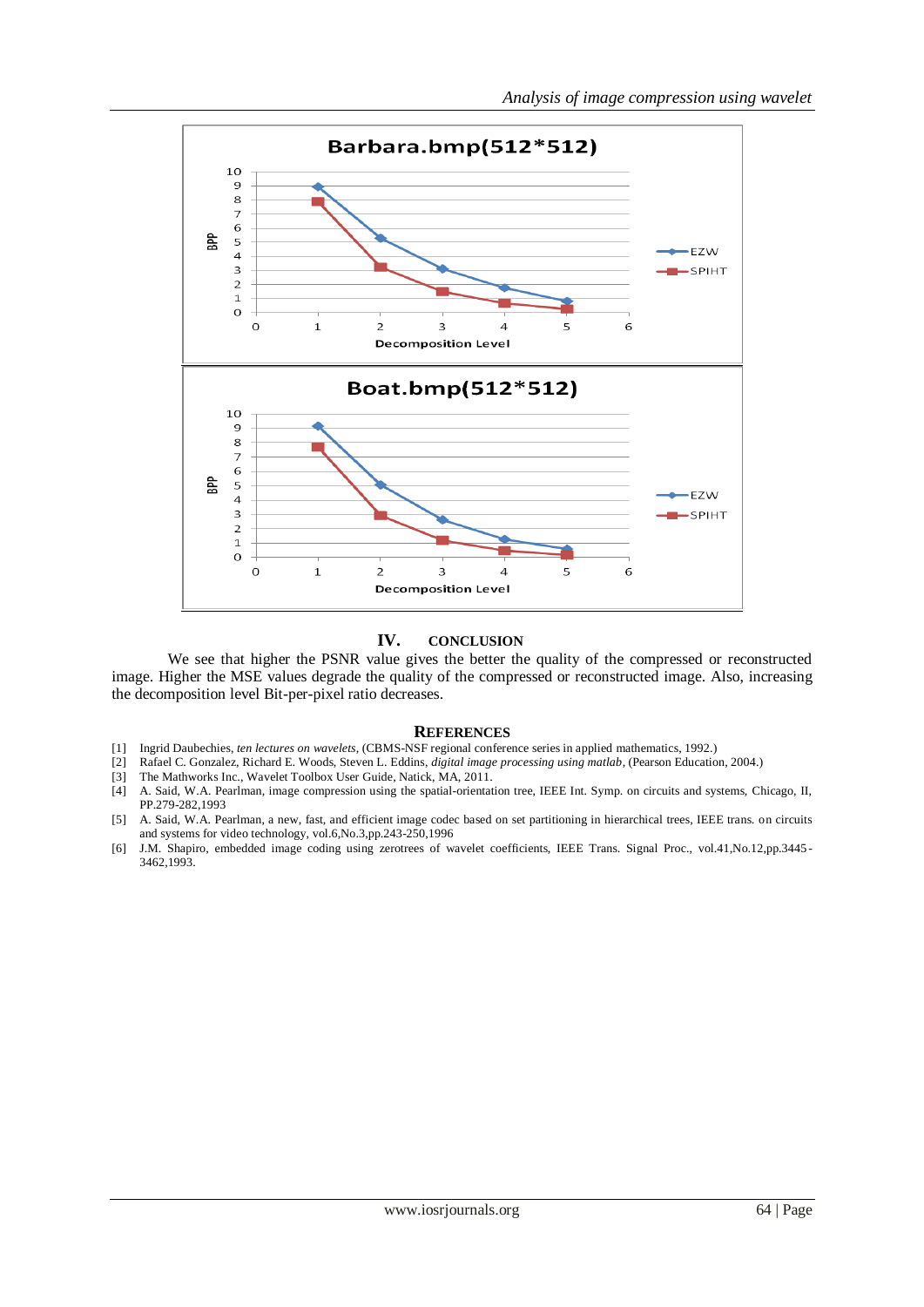Barbara.bmp(512*512)

BPP

10
9
8
7
6
5
4
3
2
1
0

0 1 2 3 4 5 6

Decomposition Level

EZW
SPIHT

Boat.bmp(512*512)

BPP

10
9
8
7
6
5
4
3
2
1
0

0 1 2 3 4 5 6

Decomposition Level

EZW
SPIHT

## IV. CONCLUSION

We see that higher the PSNR value gives the better the quality of the compressed or reconstructed image. Higher the MSE values degrade the quality of the compressed or reconstructed image. Also, increasing the decomposition level Bit-per-pixel ratio decreases.

## REFERENCES

[1] Ingrid Daubechies, *ten lectures on wavelets*, (CBMS-NSF regional conference series in applied mathematics, 1992.)

[2] Rafael C. Gonzalez, Richard E. Woods, Steven L. Eddins, *digital image processing using matlab*, (Pearson Education, 2004.)

[3] The Mathworks Inc., Wavelet Toolbox User Guide, Natick, MA, 2011.

[4] A. Said, W.A. Pearlman, image compression using the spatial-orientation tree, IEEE Int. Symp. on circuits and systems, Chicago, II, PP.279-282,1993

[5] A. Said, W.A. Pearlman, a new, fast, and efficient image codec based on set partitioning in hierarchical trees, IEEE trans. on circuits and systems for video technology, vol.6,No.3,pp.243-250,1996

[6] J.M. Shapiro, embedded image coding using zerotrees of wavelet coefficients, IEEE Trans. Signal Proc., vol.41,No.12,pp.3445-3462,1993.